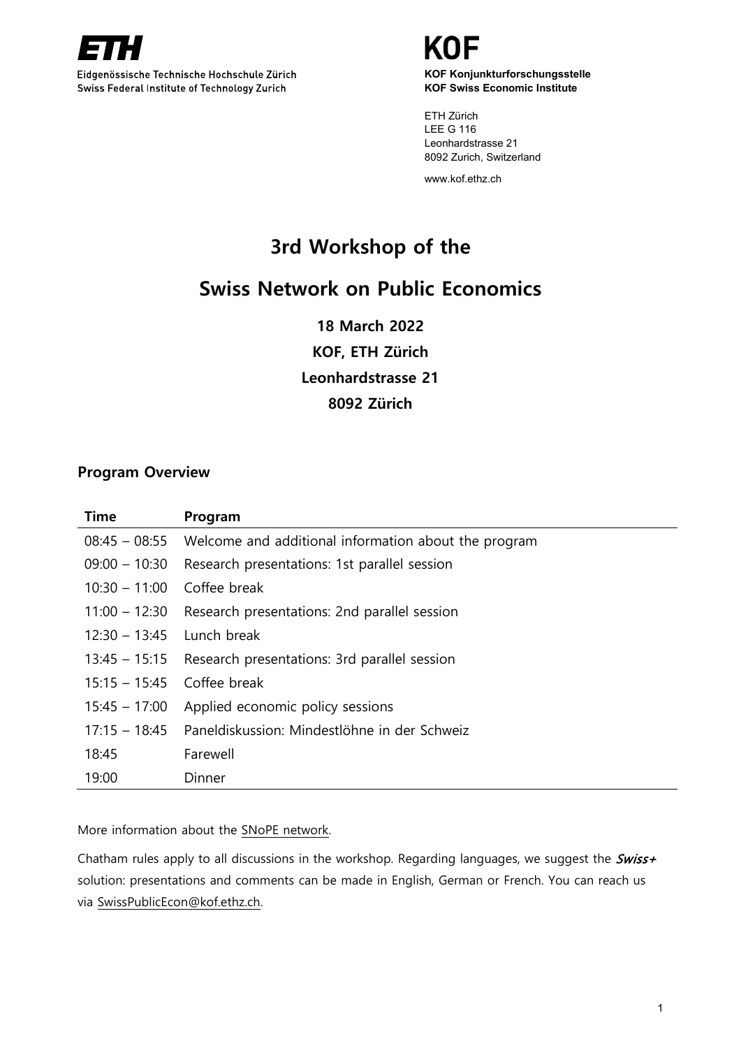ETH

Eidgenössische Technische Hochschule Zürich
Swiss Federal Institute of Technology Zurich

KOF

**KOF Konjunkturforschungsstelle**
**KOF Swiss Economic Institute**

ETH Zürich
LEE G 116
Leonhardstrasse 21
8092 Zurich, Switzerland

www.kof.ethz.ch

# 3rd Workshop of the Swiss Network on Public Economics

**18 March 2022**

**KOF, ETH Zürich**

**Leonhardstrasse 21**

**8092 Zürich**

## Program Overview

| Time | Program |
|---|---|
| 08:45 – 08:55 | Welcome and additional information about the program |
| 09:00 – 10:30 | Research presentations: 1st parallel session |
| 10:30 – 11:00 | Coffee break |
| 11:00 – 12:30 | Research presentations: 2nd parallel session |
| 12:30 – 13:45 | Lunch break |
| 13:45 – 15:15 | Research presentations: 3rd parallel session |
| 15:15 – 15:45 | Coffee break |
| 15:45 – 17:00 | Applied economic policy sessions |
| 17:15 – 18:45 | Paneldiskussion: Mindestlöhne in der Schweiz |
| 18:45 | Farewell |
| 19:00 | Dinner |

More information about the SNoPE network.

Chatham rules apply to all discussions in the workshop. Regarding languages, we suggest the ***Swiss+*** solution: presentations and comments can be made in English, German or French. You can reach us via SwissPublicEcon@kof.ethz.ch.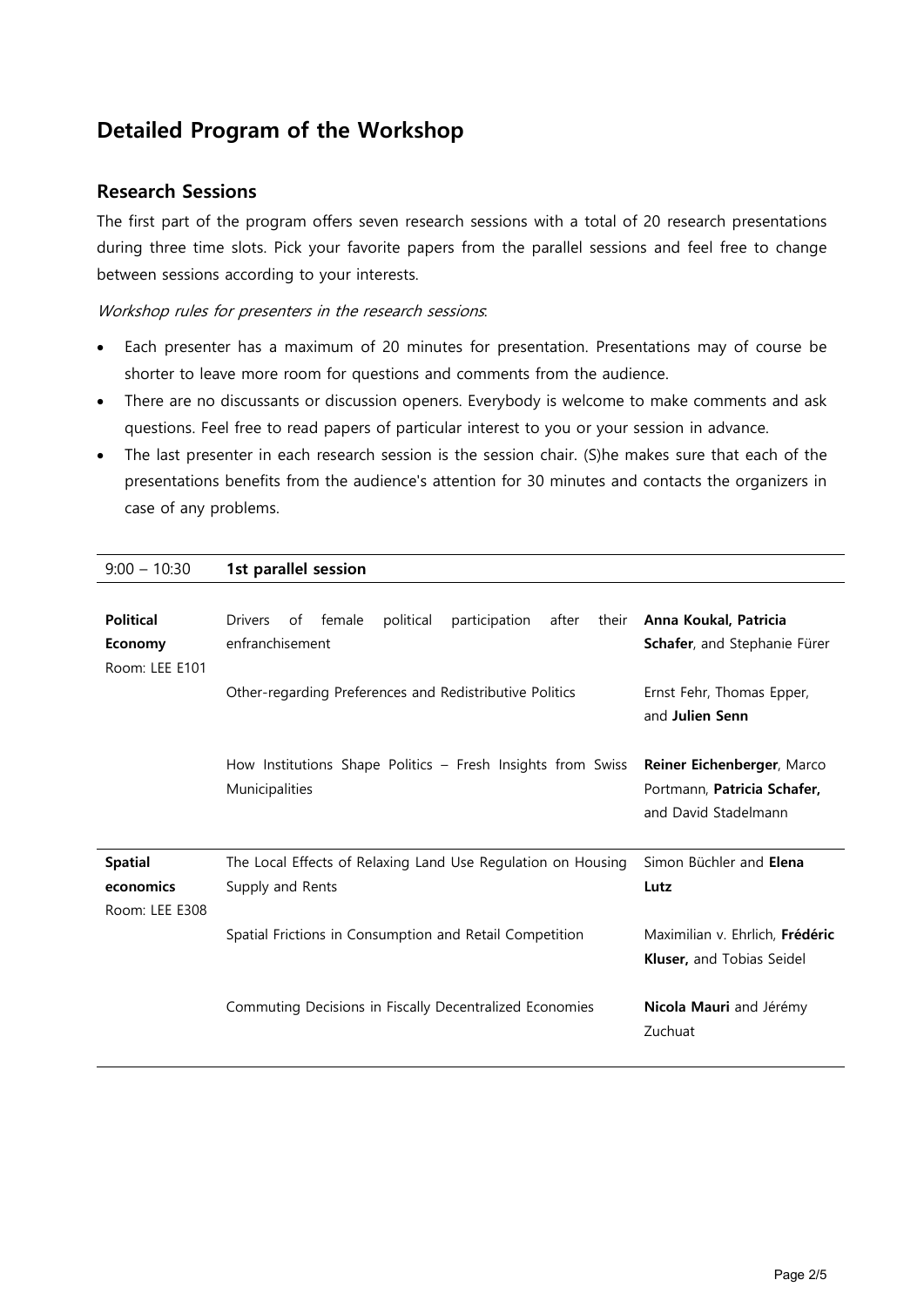# Detailed Program of the Workshop

## Research Sessions

The first part of the program offers seven research sessions with a total of 20 research presentations during three time slots. Pick your favorite papers from the parallel sessions and feel free to change between sessions according to your interests.

*Workshop rules for presenters in the research sessions*:

- Each presenter has a maximum of 20 minutes for presentation. Presentations may of course be shorter to leave more room for questions and comments from the audience.
- There are no discussants or discussion openers. Everybody is welcome to make comments and ask questions. Feel free to read papers of particular interest to you or your session in advance.
- The last presenter in each research session is the session chair. (S)he makes sure that each of the presentations benefits from the audience's attention for 30 minutes and contacts the organizers in case of any problems.

| 9:00 – 10:30 | **1st parallel session** | |
|---|---|---|
| **Political Economy** Room: LEE E101 | Drivers of female political participation after their enfranchisement | **Anna Koukal, Patricia Schafer**, and Stephanie Fürer |
| | Other-regarding Preferences and Redistributive Politics | Ernst Fehr, Thomas Epper, and **Julien Senn** |
| | How Institutions Shape Politics – Fresh Insights from Swiss Municipalities | **Reiner Eichenberger**, Marco Portmann, **Patricia Schafer,** and David Stadelmann |
| **Spatial economics** Room: LEE E308 | The Local Effects of Relaxing Land Use Regulation on Housing Supply and Rents | Simon Büchler and **Elena Lutz** |
| | Spatial Frictions in Consumption and Retail Competition | Maximilian v. Ehrlich, **Frédéric Kluser,** and Tobias Seidel |
| | Commuting Decisions in Fiscally Decentralized Economies | **Nicola Mauri** and Jérémy Zuchuat |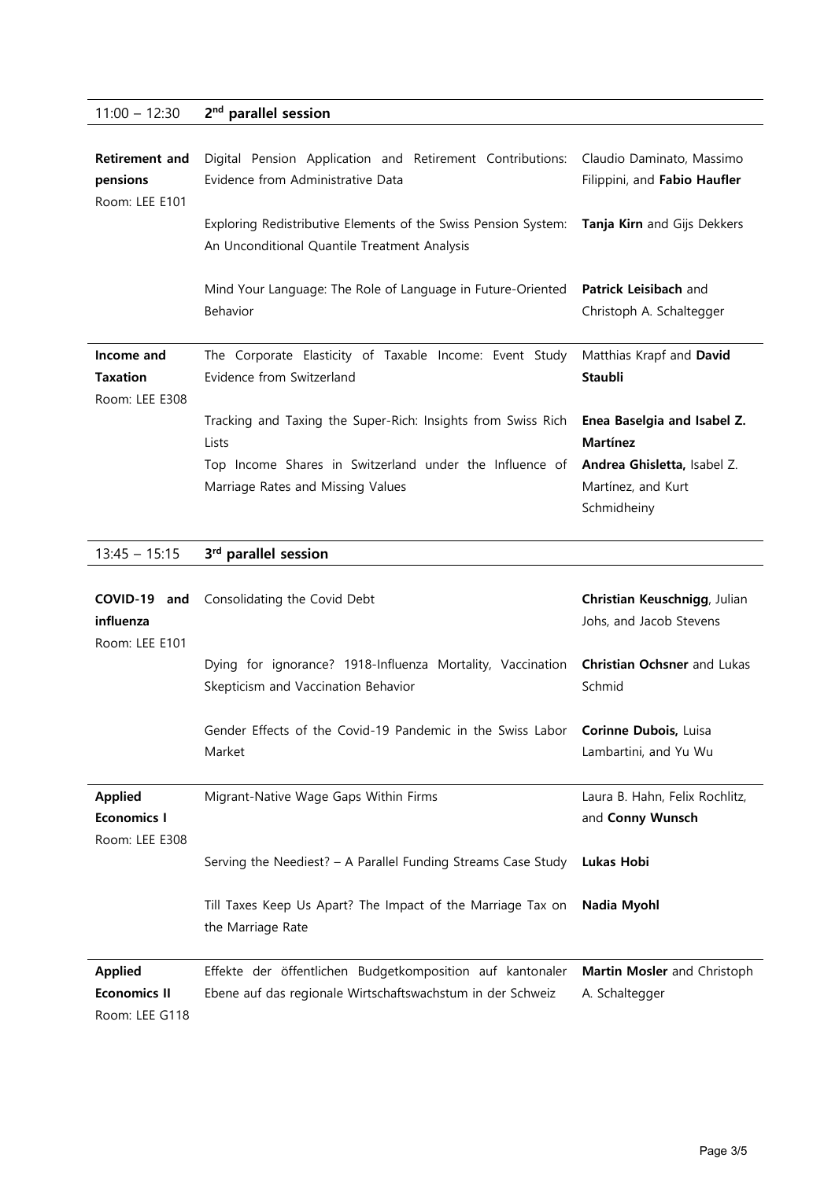## 11:00 – 12:30 2nd parallel session

| Session | Title | Authors |
|---|---|---|
| **Retirement and pensions** Room: LEE E101 | Digital Pension Application and Retirement Contributions: Evidence from Administrative Data | Claudio Daminato, Massimo Filippini, and **Fabio Haufler** |
| | Exploring Redistributive Elements of the Swiss Pension System: An Unconditional Quantile Treatment Analysis | **Tanja Kirn** and Gijs Dekkers |
| | Mind Your Language: The Role of Language in Future-Oriented Behavior | **Patrick Leisibach** and Christoph A. Schaltegger |
| **Income and Taxation** Room: LEE E308 | The Corporate Elasticity of Taxable Income: Event Study Evidence from Switzerland | Matthias Krapf and **David Staubli** |
| | Tracking and Taxing the Super-Rich: Insights from Swiss Rich Lists | **Enea Baselgia and Isabel Z. Martínez** |
| | Top Income Shares in Switzerland under the Influence of Marriage Rates and Missing Values | **Andrea Ghisletta,** Isabel Z. Martínez, and Kurt Schmidheiny |

## 13:45 – 15:15 3rd parallel session

| Session | Title | Authors |
|---|---|---|
| **COVID-19 and influenza** Room: LEE E101 | Consolidating the Covid Debt | **Christian Keuschnigg**, Julian Johs, and Jacob Stevens |
| | Dying for ignorance? 1918-Influenza Mortality, Vaccination Skepticism and Vaccination Behavior | **Christian Ochsner** and Lukas Schmid |
| | Gender Effects of the Covid-19 Pandemic in the Swiss Labor Market | **Corinne Dubois,** Luisa Lambartini, and Yu Wu |
| **Applied Economics I** Room: LEE E308 | Migrant-Native Wage Gaps Within Firms | Laura B. Hahn, Felix Rochlitz, and **Conny Wunsch** |
| | Serving the Neediest? – A Parallel Funding Streams Case Study | **Lukas Hobi** |
| | Till Taxes Keep Us Apart? The Impact of the Marriage Tax on the Marriage Rate | **Nadia Myohl** |
| **Applied Economics II** Room: LEE G118 | Effekte der öffentlichen Budgetkomposition auf kantonaler Ebene auf das regionale Wirtschaftswachstum in der Schweiz | **Martin Mosler** and Christoph A. Schaltegger |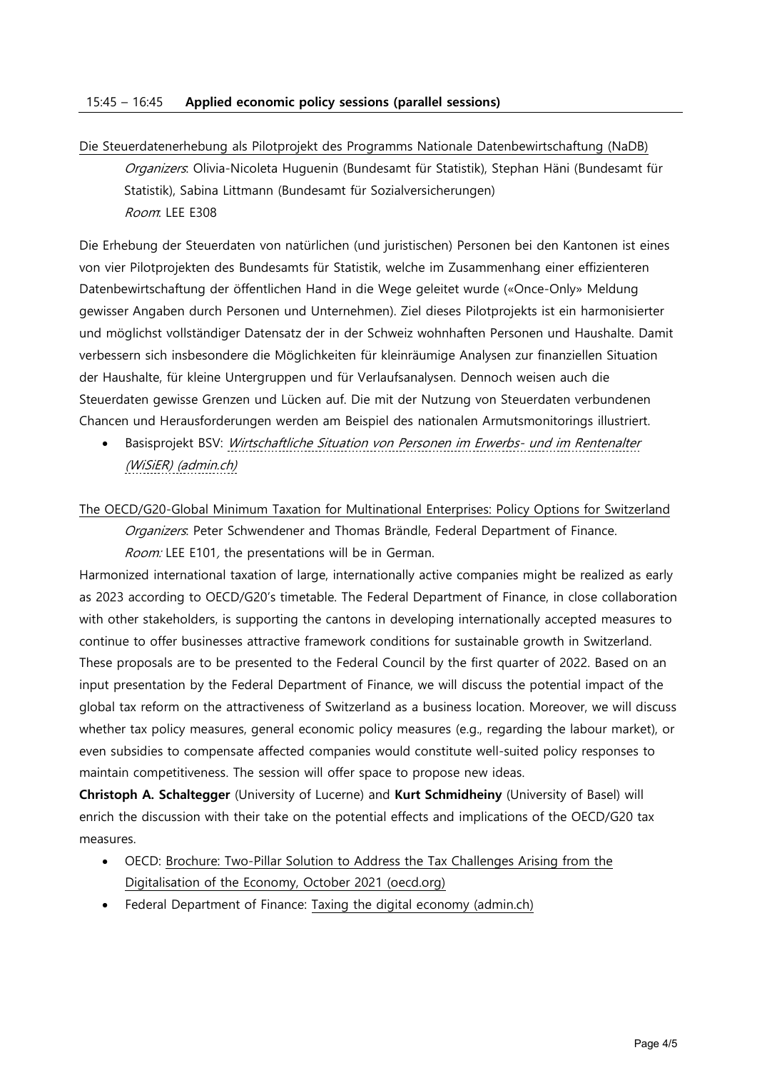15:45 – 16:45 **Applied economic policy sessions (parallel sessions)**

Die Steuerdatenerhebung als Pilotprojekt des Programms Nationale Datenbewirtschaftung (NaDB)

*Organizers*: Olivia-Nicoleta Huguenin (Bundesamt für Statistik), Stephan Häni (Bundesamt für Statistik), Sabina Littmann (Bundesamt für Sozialversicherungen)

*Room*: LEE E308

Die Erhebung der Steuerdaten von natürlichen (und juristischen) Personen bei den Kantonen ist eines von vier Pilotprojekten des Bundesamts für Statistik, welche im Zusammenhang einer effizienteren Datenbewirtschaftung der öffentlichen Hand in die Wege geleitet wurde («Once-Only» Meldung gewisser Angaben durch Personen und Unternehmen). Ziel dieses Pilotprojekts ist ein harmonisierter und möglichst vollständiger Datensatz der in der Schweiz wohnhaften Personen und Haushalte. Damit verbessern sich insbesondere die Möglichkeiten für kleinräumige Analysen zur finanziellen Situation der Haushalte, für kleine Untergruppen und für Verlaufsanalysen. Dennoch weisen auch die Steuerdaten gewisse Grenzen und Lücken auf. Die mit der Nutzung von Steuerdaten verbundenen Chancen und Herausforderungen werden am Beispiel des nationalen Armutsmonitorings illustriert.

- Basisprojekt BSV: *Wirtschaftliche Situation von Personen im Erwerbs- und im Rentenalter (WiSiER) (admin.ch)*

The OECD/G20-Global Minimum Taxation for Multinational Enterprises: Policy Options for Switzerland

*Organizers*: Peter Schwendener and Thomas Brändle, Federal Department of Finance.

*Room:* LEE E101, the presentations will be in German.

Harmonized international taxation of large, internationally active companies might be realized as early as 2023 according to OECD/G20's timetable. The Federal Department of Finance, in close collaboration with other stakeholders, is supporting the cantons in developing internationally accepted measures to continue to offer businesses attractive framework conditions for sustainable growth in Switzerland. These proposals are to be presented to the Federal Council by the first quarter of 2022. Based on an input presentation by the Federal Department of Finance, we will discuss the potential impact of the global tax reform on the attractiveness of Switzerland as a business location. Moreover, we will discuss whether tax policy measures, general economic policy measures (e.g., regarding the labour market), or even subsidies to compensate affected companies would constitute well-suited policy responses to maintain competitiveness. The session will offer space to propose new ideas.

**Christoph A. Schaltegger** (University of Lucerne) and **Kurt Schmidheiny** (University of Basel) will enrich the discussion with their take on the potential effects and implications of the OECD/G20 tax measures.

- OECD: Brochure: Two-Pillar Solution to Address the Tax Challenges Arising from the Digitalisation of the Economy, October 2021 (oecd.org)
- Federal Department of Finance: Taxing the digital economy (admin.ch)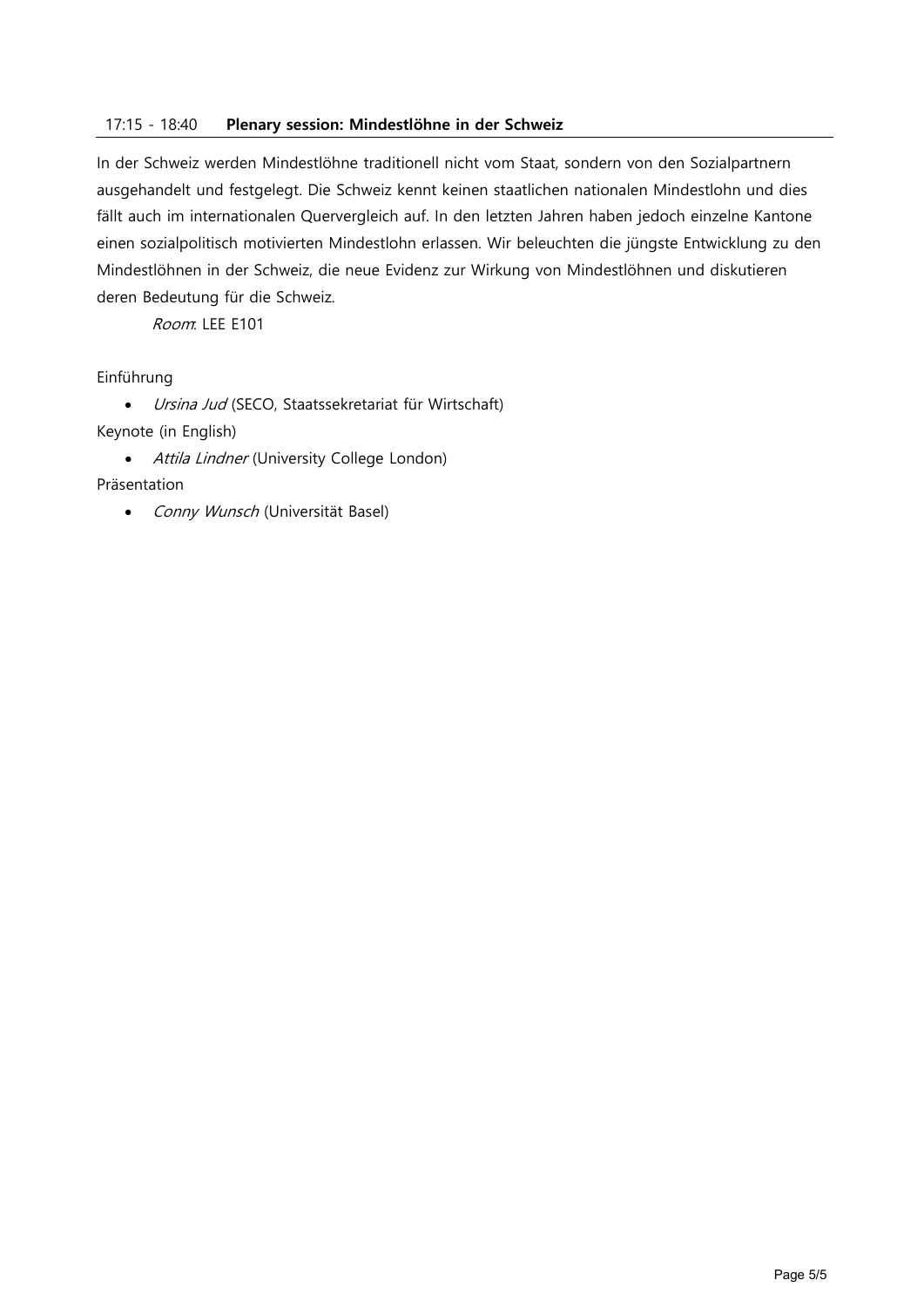### 17:15 - 18:40 **Plenary session: Mindestlöhne in der Schweiz**

In der Schweiz werden Mindestlöhne traditionell nicht vom Staat, sondern von den Sozialpartnern ausgehandelt und festgelegt. Die Schweiz kennt keinen staatlichen nationalen Mindestlohn und dies fällt auch im internationalen Quervergleich auf. In den letzten Jahren haben jedoch einzelne Kantone einen sozialpolitisch motivierten Mindestlohn erlassen. Wir beleuchten die jüngste Entwicklung zu den Mindestlöhnen in der Schweiz, die neue Evidenz zur Wirkung von Mindestlöhnen und diskutieren deren Bedeutung für die Schweiz.

*Room*: LEE E101

Einführung

- *Ursina Jud* (SECO, Staatssekretariat für Wirtschaft)

Keynote (in English)

- *Attila Lindner* (University College London)

Präsentation

- *Conny Wunsch* (Universität Basel)